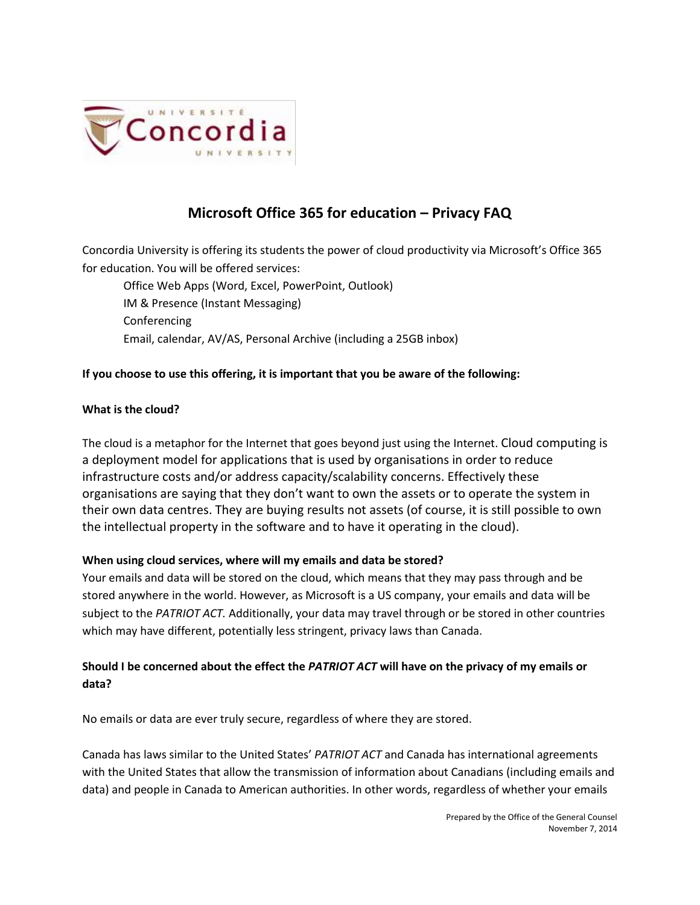# Microsoft Office 365 for education – Privacy FAQ

Concordia University is offering its students the power of cloud productivity via Microsoft's Office 365 for education. You will be offered services:

- Office Web Apps (Word, Excel, PowerPoint, Outlook)
- IM & Presence (Instant Messaging)
- Conferencing
- Email, calendar, AV/AS, Personal Archive (including a 25GB inbox)

**If you choose to use this offering, it is important that you be aware of the following:**

**What is the cloud?**

The cloud is a metaphor for the Internet that goes beyond just using the Internet. Cloud computing is a deployment model for applications that is used by organisations in order to reduce infrastructure costs and/or address capacity/scalability concerns. Effectively these organisations are saying that they don't want to own the assets or to operate the system in their own data centres. They are buying results not assets (of course, it is still possible to own the intellectual property in the software and to have it operating in the cloud).

**When using cloud services, where will my emails and data be stored?**

Your emails and data will be stored on the cloud, which means that they may pass through and be stored anywhere in the world. However, as Microsoft is a US company, your emails and data will be subject to the *PATRIOT ACT.* Additionally, your data may travel through or be stored in other countries which may have different, potentially less stringent, privacy laws than Canada.

**Should I be concerned about the effect the *PATRIOT ACT* will have on the privacy of my emails or data?**

No emails or data are ever truly secure, regardless of where they are stored.

Canada has laws similar to the United States' *PATRIOT ACT* and Canada has international agreements with the United States that allow the transmission of information about Canadians (including emails and data) and people in Canada to American authorities. In other words, regardless of whether your emails

Prepared by the Office of the General Counsel
November 7, 2014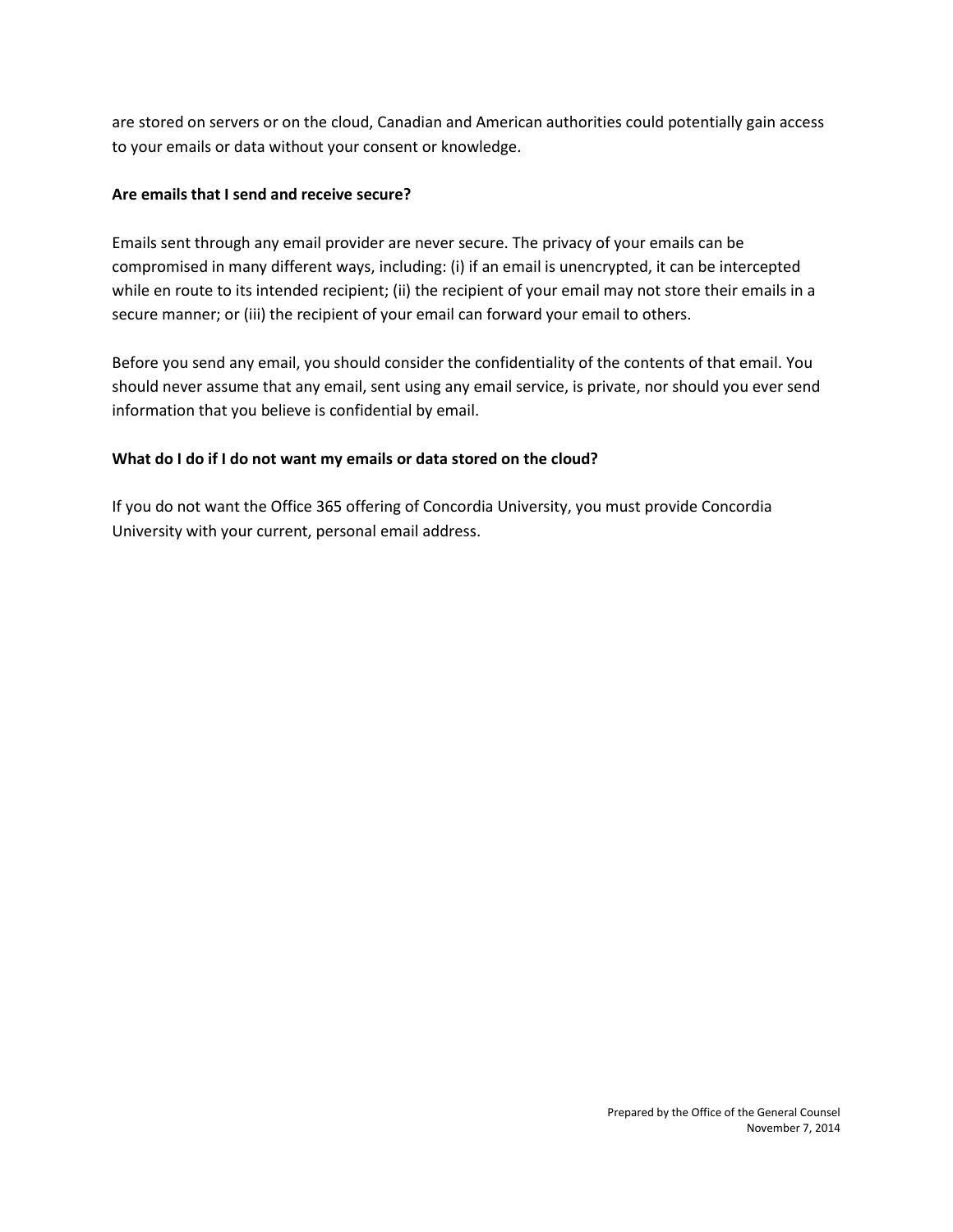are stored on servers or on the cloud, Canadian and American authorities could potentially gain access to your emails or data without your consent or knowledge.

**Are emails that I send and receive secure?**

Emails sent through any email provider are never secure. The privacy of your emails can be compromised in many different ways, including: (i) if an email is unencrypted, it can be intercepted while en route to its intended recipient; (ii) the recipient of your email may not store their emails in a secure manner; or (iii) the recipient of your email can forward your email to others.

Before you send any email, you should consider the confidentiality of the contents of that email. You should never assume that any email, sent using any email service, is private, nor should you ever send information that you believe is confidential by email.

**What do I do if I do not want my emails or data stored on the cloud?**

If you do not want the Office 365 offering of Concordia University, you must provide Concordia University with your current, personal email address.

Prepared by the Office of the General Counsel
November 7, 2014